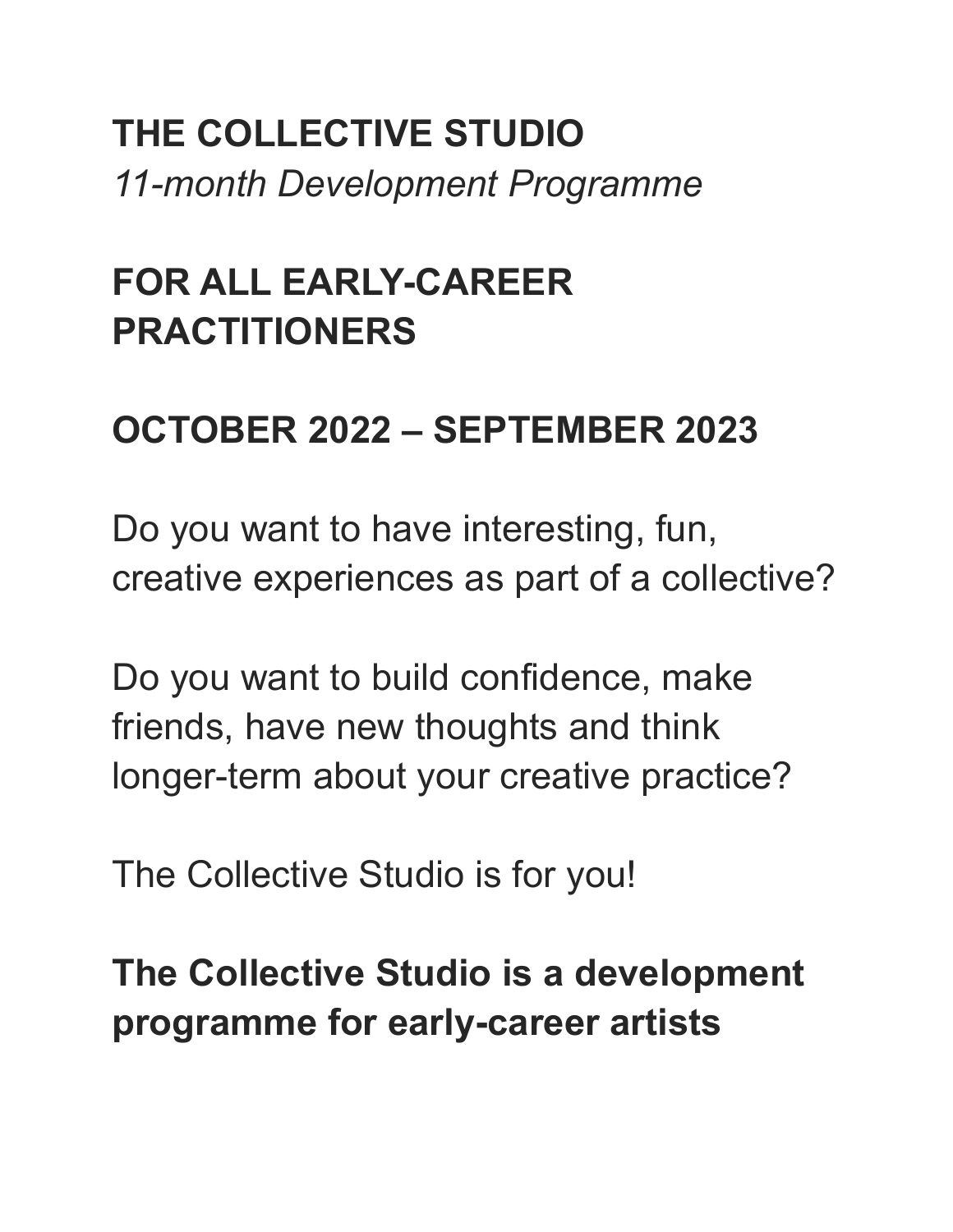# THE COLLECTIVE STUDIO

*11-month Development Programme*

## FOR ALL EARLY-CAREER PRACTITIONERS

## OCTOBER 2022 – SEPTEMBER 2023

Do you want to have interesting, fun, creative experiences as part of a collective?

Do you want to build confidence, make friends, have new thoughts and think longer-term about your creative practice?

The Collective Studio is for you!

**The Collective Studio is a development programme for early-career artists**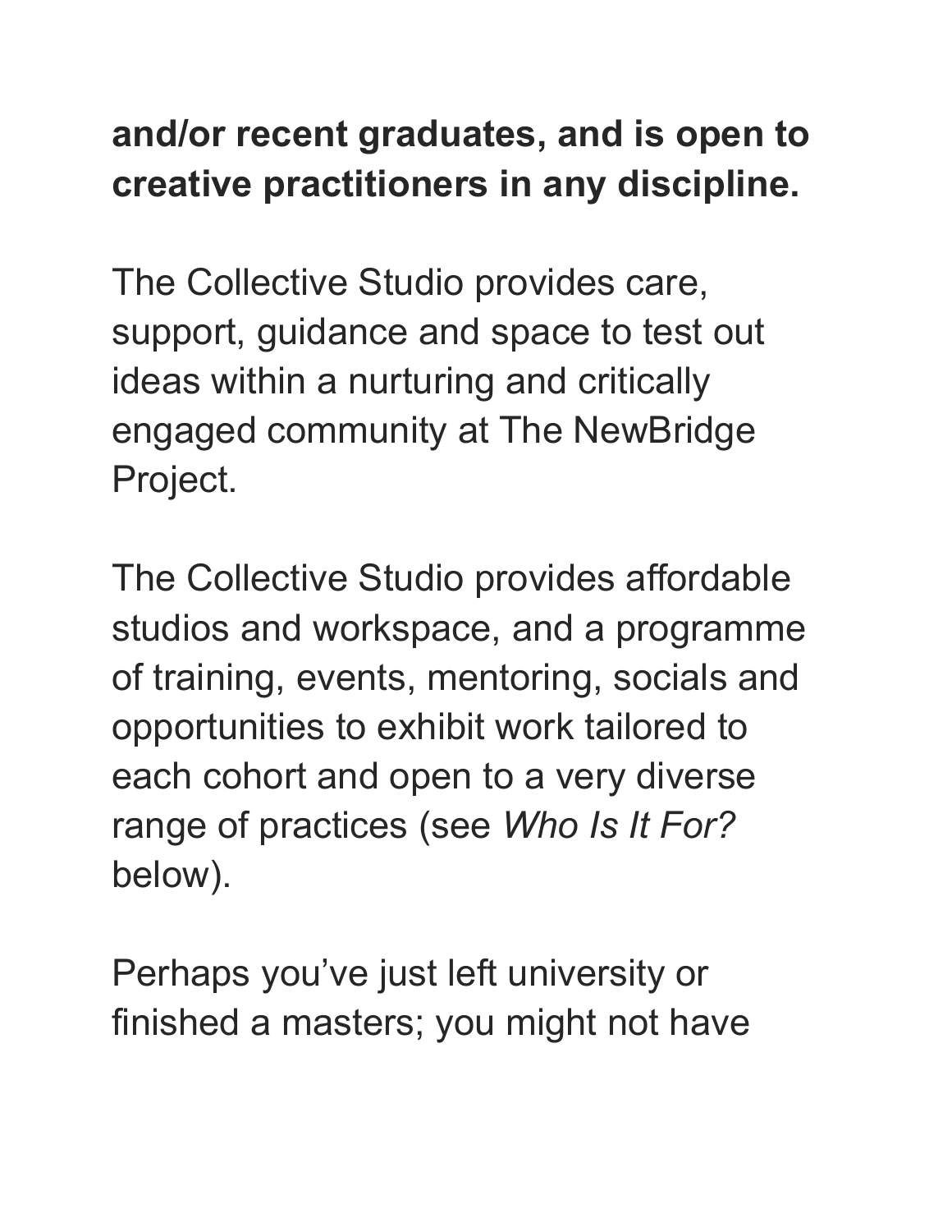**and/or recent graduates, and is open to creative practitioners in any discipline.**

The Collective Studio provides care, support, guidance and space to test out ideas within a nurturing and critically engaged community at The NewBridge Project.

The Collective Studio provides affordable studios and workspace, and a programme of training, events, mentoring, socials and opportunities to exhibit work tailored to each cohort and open to a very diverse range of practices (see *Who Is It For?* below).

Perhaps you've just left university or finished a masters; you might not have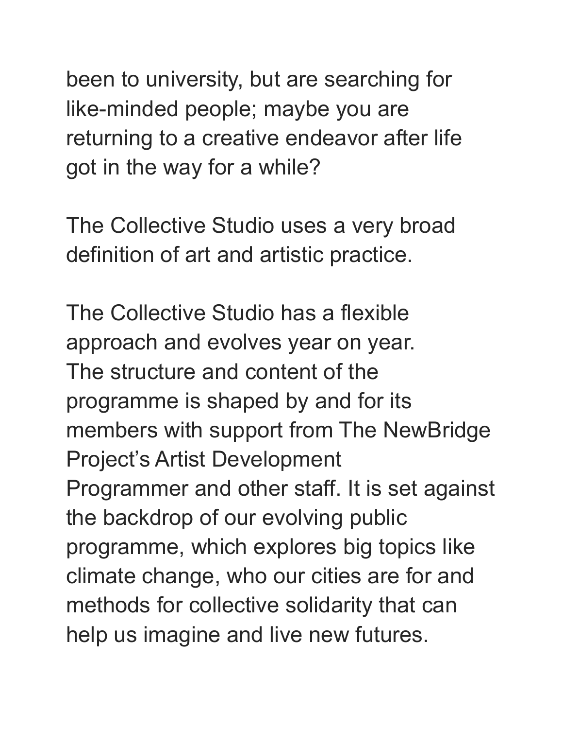been to university, but are searching for like-minded people; maybe you are returning to a creative endeavor after life got in the way for a while?

The Collective Studio uses a very broad definition of art and artistic practice.

The Collective Studio has a flexible approach and evolves year on year. The structure and content of the programme is shaped by and for its members with support from The NewBridge Project's Artist Development Programmer and other staff. It is set against the backdrop of our evolving public programme, which explores big topics like climate change, who our cities are for and methods for collective solidarity that can help us imagine and live new futures.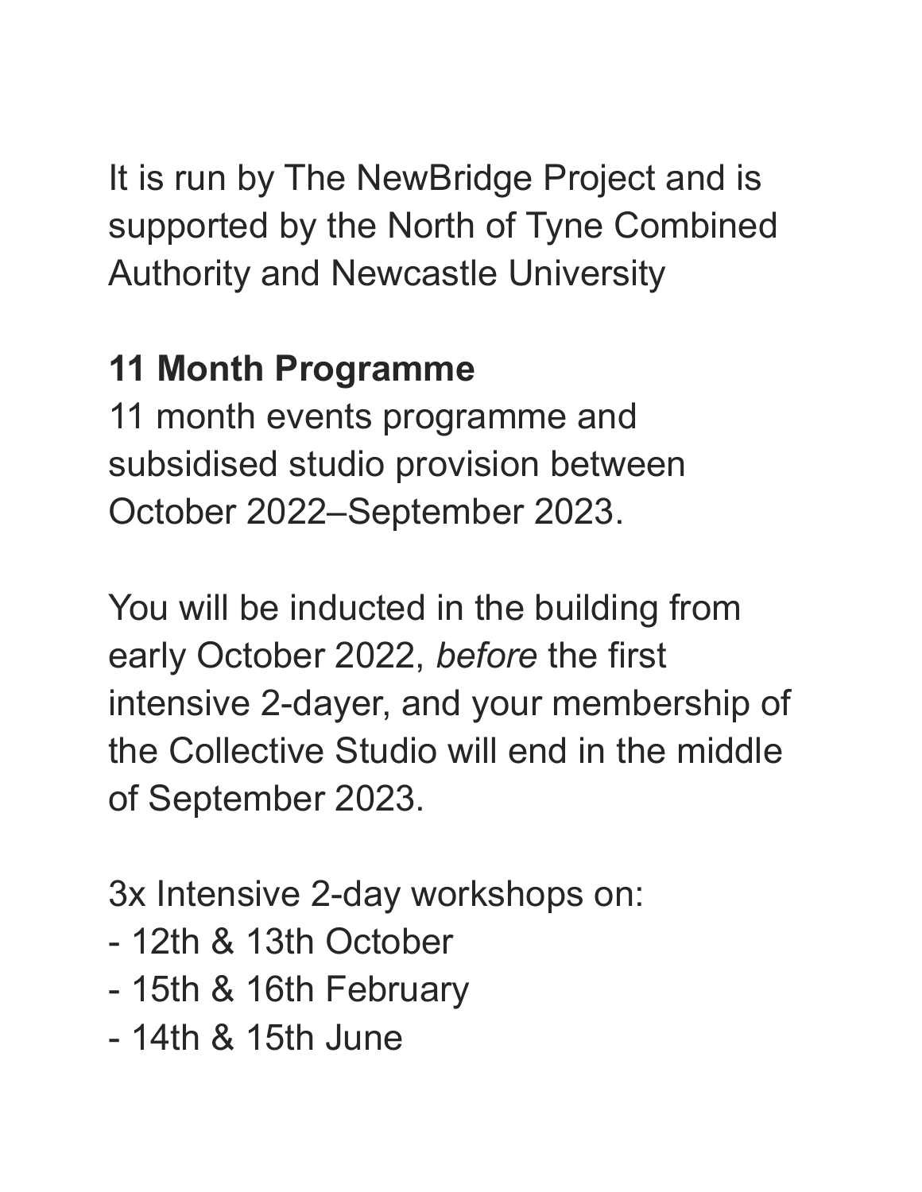It is run by The NewBridge Project and is supported by the North of Tyne Combined Authority and Newcastle University

**11 Month Programme**

11 month events programme and subsidised studio provision between October 2022–September 2023.

You will be inducted in the building from early October 2022, *before* the first intensive 2-dayer, and your membership of the Collective Studio will end in the middle of September 2023.

3x Intensive 2-day workshops on:

- 12th & 13th October
- 15th & 16th February
- 14th & 15th June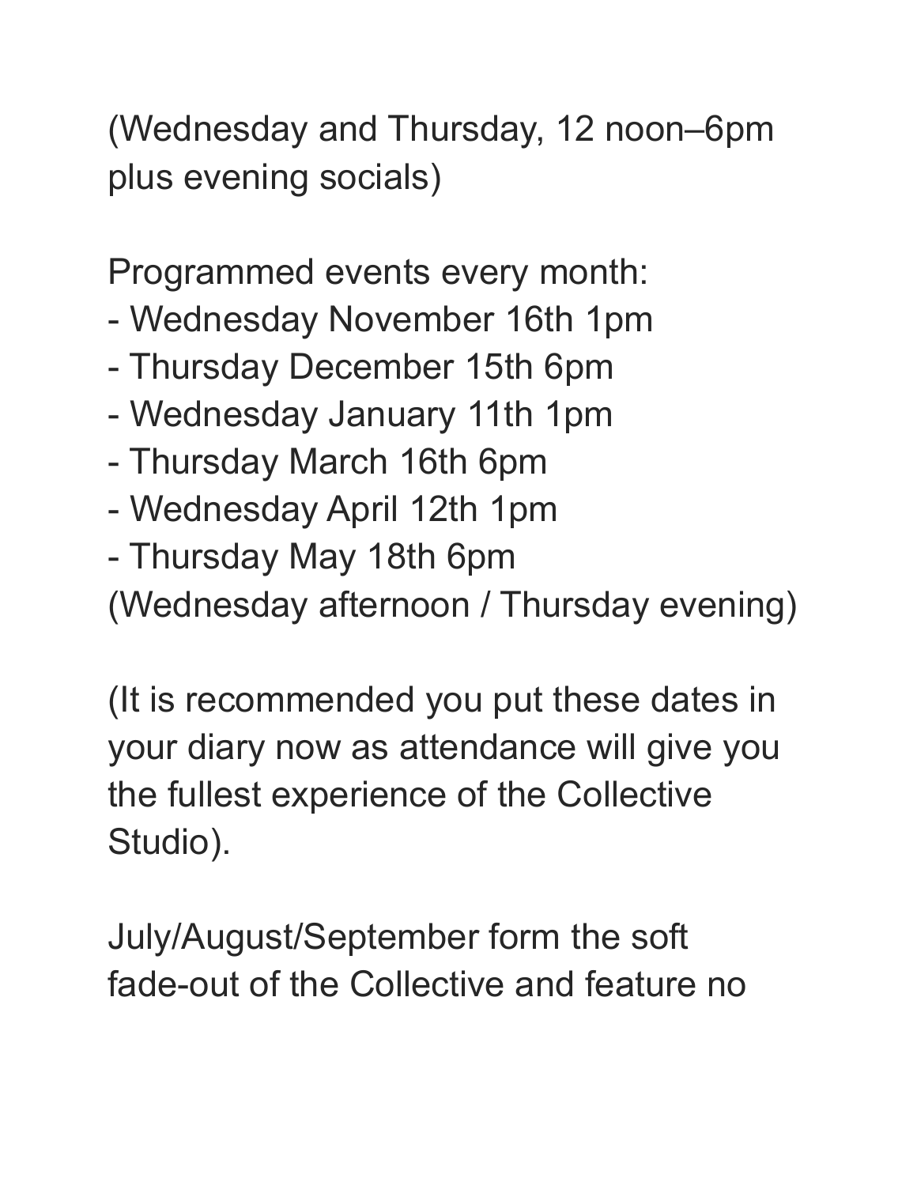(Wednesday and Thursday, 12 noon–6pm plus evening socials)

Programmed events every month:

- Wednesday November 16th 1pm
- Thursday December 15th 6pm
- Wednesday January 11th 1pm
- Thursday March 16th 6pm
- Wednesday April 12th 1pm
- Thursday May 18th 6pm

(Wednesday afternoon / Thursday evening)

(It is recommended you put these dates in your diary now as attendance will give you the fullest experience of the Collective Studio).

July/August/September form the soft fade-out of the Collective and feature no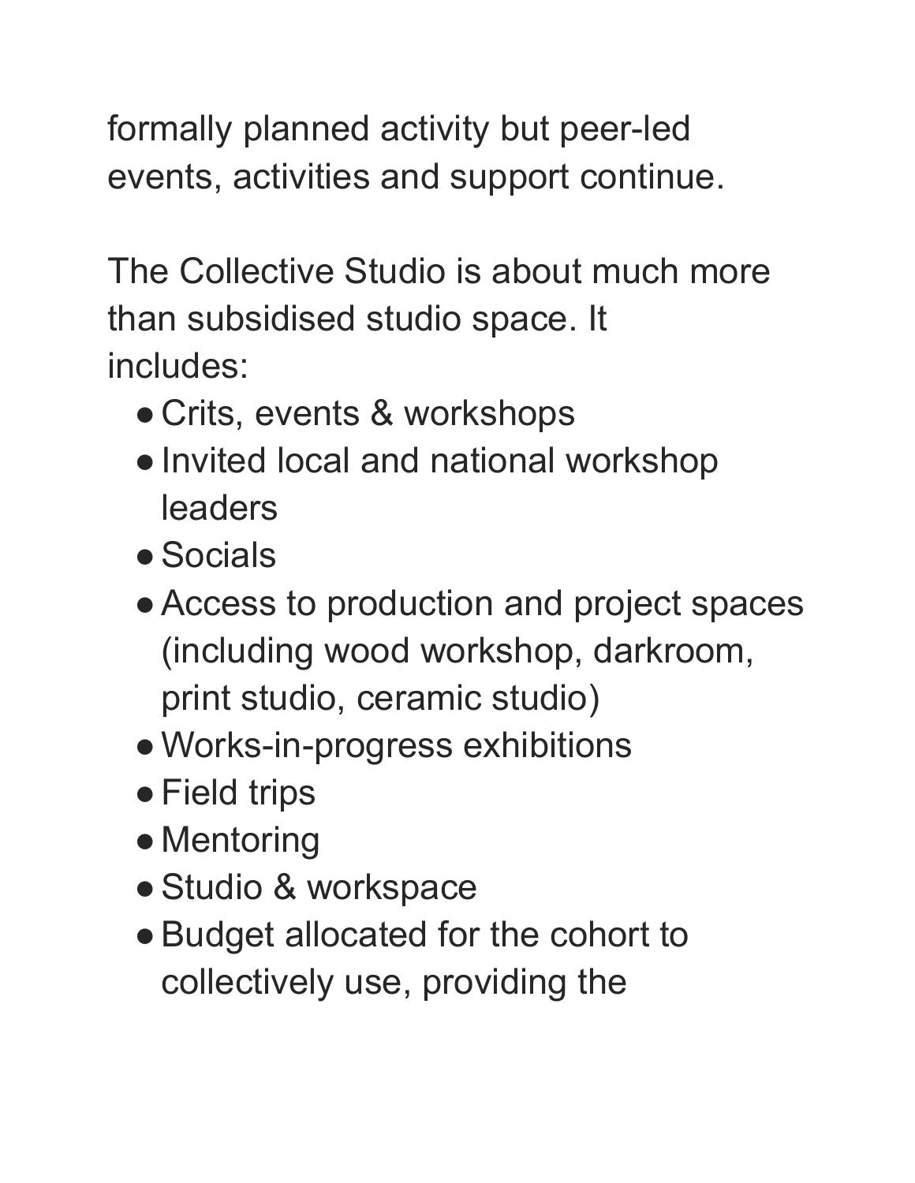formally planned activity but peer-led events, activities and support continue.

The Collective Studio is about much more than subsidised studio space. It includes:

- Crits, events & workshops
- Invited local and national workshop leaders
- Socials
- Access to production and project spaces (including wood workshop, darkroom, print studio, ceramic studio)
- Works-in-progress exhibitions
- Field trips
- Mentoring
- Studio & workspace
- Budget allocated for the cohort to collectively use, providing the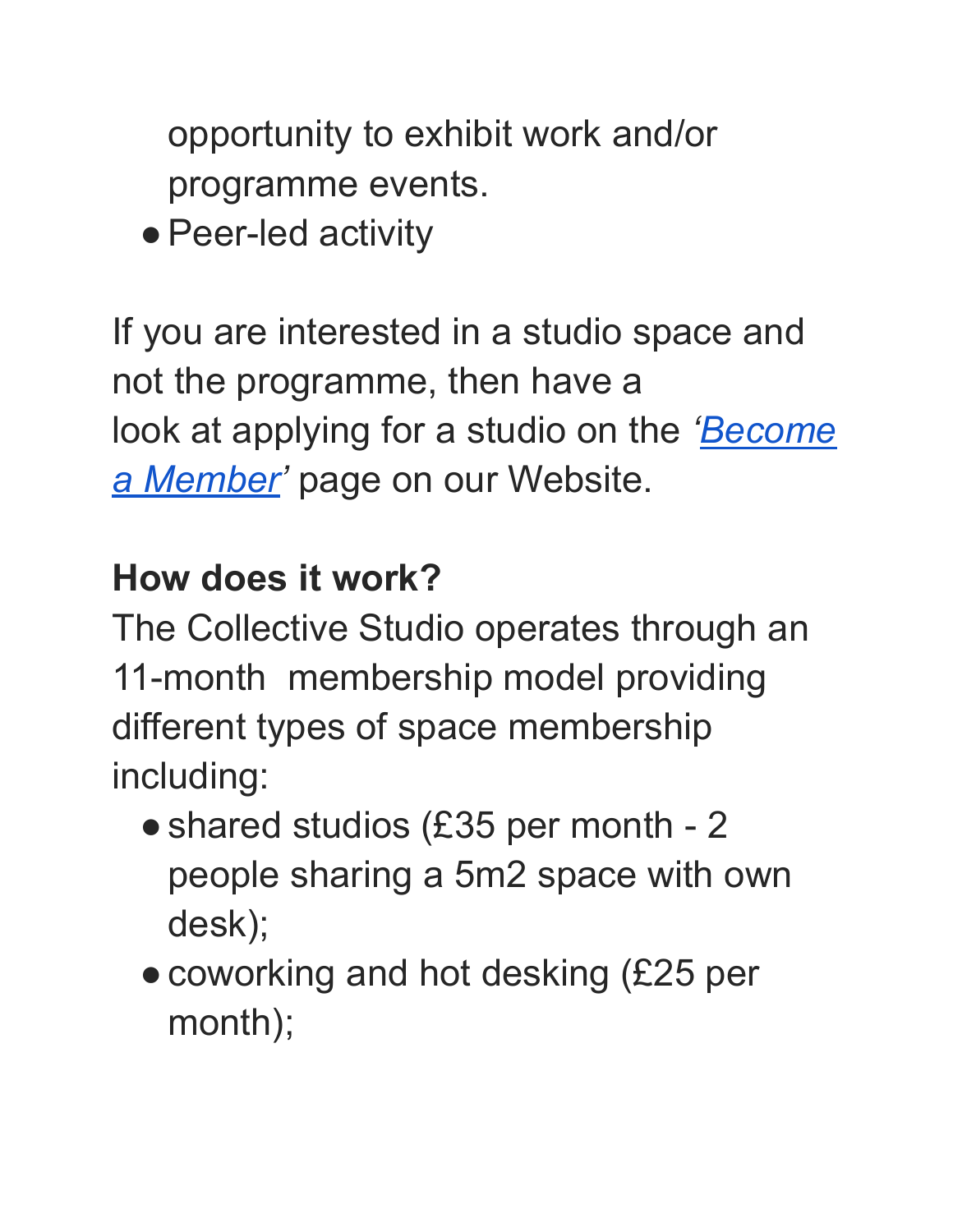opportunity to exhibit work and/or programme events.
- Peer-led activity

If you are interested in a studio space and not the programme, then have a look at applying for a studio on the *'[Become a Member](#)'* page on our Website.

**How does it work?**

The Collective Studio operates through an 11-month membership model providing different types of space membership including:

- shared studios (£35 per month - 2 people sharing a 5m2 space with own desk);
- coworking and hot desking (£25 per month);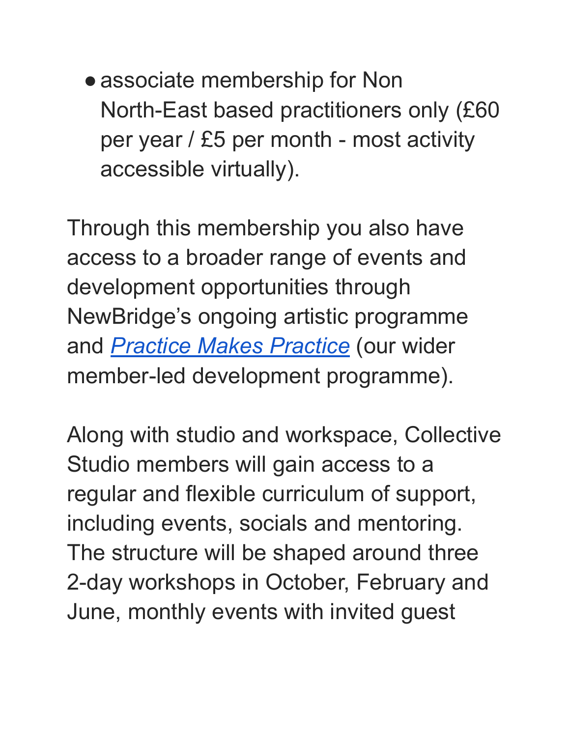- associate membership for Non North-East based practitioners only (£60 per year / £5 per month - most activity accessible virtually).

Through this membership you also have access to a broader range of events and development opportunities through NewBridge's ongoing artistic programme and *Practice Makes Practice* (our wider member-led development programme).

Along with studio and workspace, Collective Studio members will gain access to a regular and flexible curriculum of support, including events, socials and mentoring. The structure will be shaped around three 2-day workshops in October, February and June, monthly events with invited guest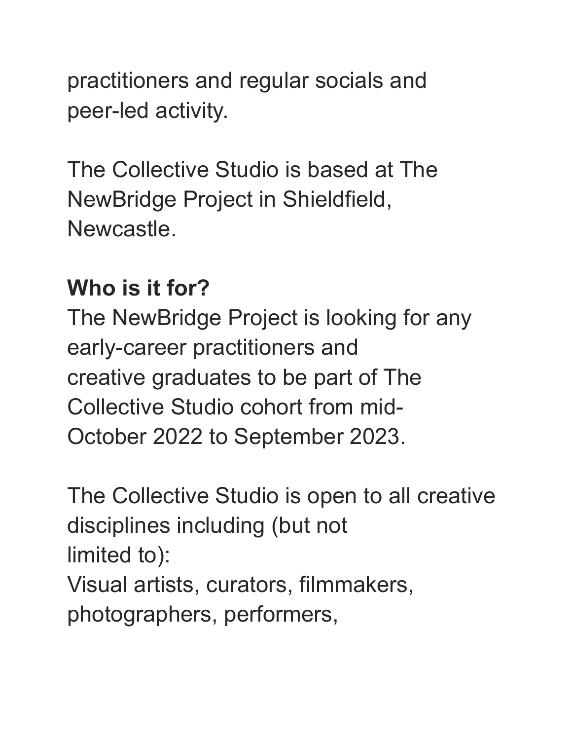practitioners and regular socials and peer-led activity.

The Collective Studio is based at The NewBridge Project in Shieldfield, Newcastle.

**Who is it for?**

The NewBridge Project is looking for any early-career practitioners and creative graduates to be part of The Collective Studio cohort from mid-October 2022 to September 2023.

The Collective Studio is open to all creative disciplines including (but not limited to):

Visual artists, curators, filmmakers, photographers, performers,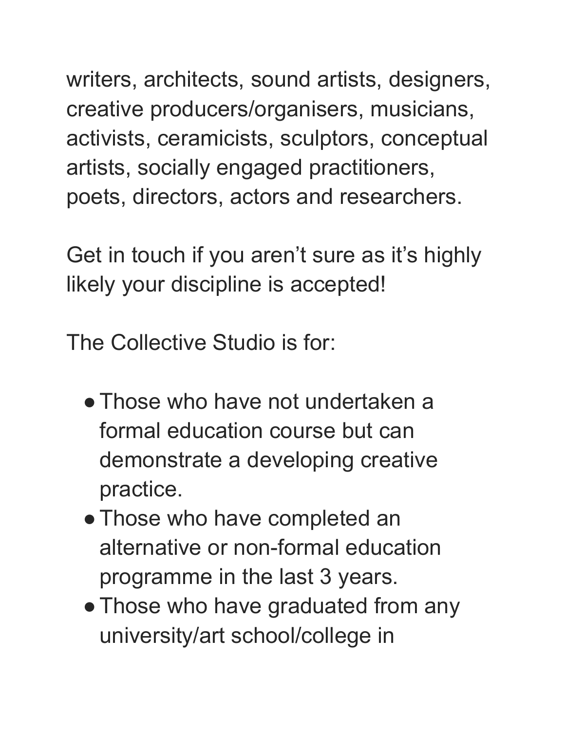writers, architects, sound artists, designers, creative producers/organisers, musicians, activists, ceramicists, sculptors, conceptual artists, socially engaged practitioners, poets, directors, actors and researchers.

Get in touch if you aren't sure as it's highly likely your discipline is accepted!

The Collective Studio is for:

- Those who have not undertaken a formal education course but can demonstrate a developing creative practice.
- Those who have completed an alternative or non-formal education programme in the last 3 years.
- Those who have graduated from any university/art school/college in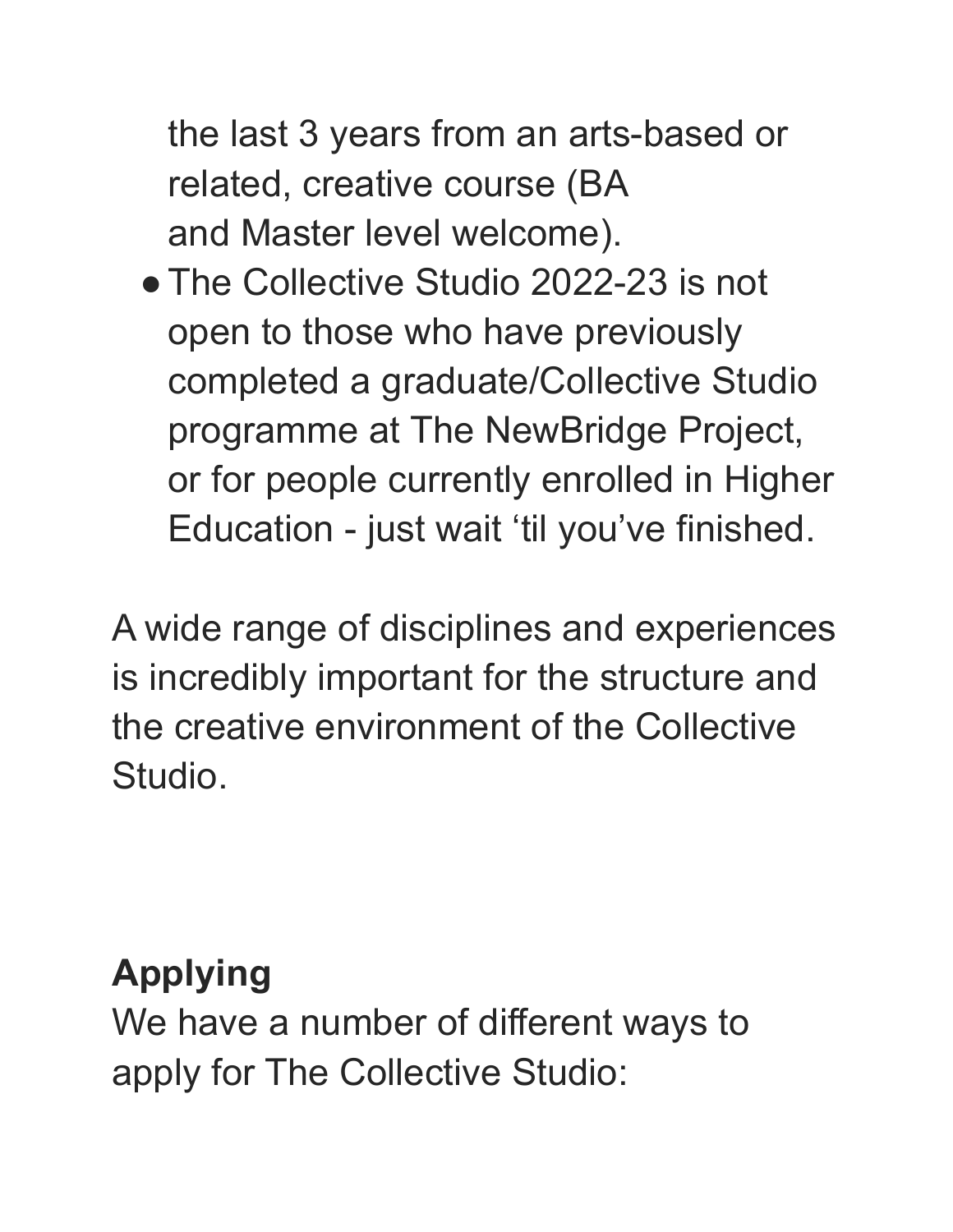the last 3 years from an arts-based or related, creative course (BA and Master level welcome).

- The Collective Studio 2022-23 is not open to those who have previously completed a graduate/Collective Studio programme at The NewBridge Project, or for people currently enrolled in Higher Education - just wait 'til you've finished.

A wide range of disciplines and experiences is incredibly important for the structure and the creative environment of the Collective Studio.

**Applying**

We have a number of different ways to apply for The Collective Studio: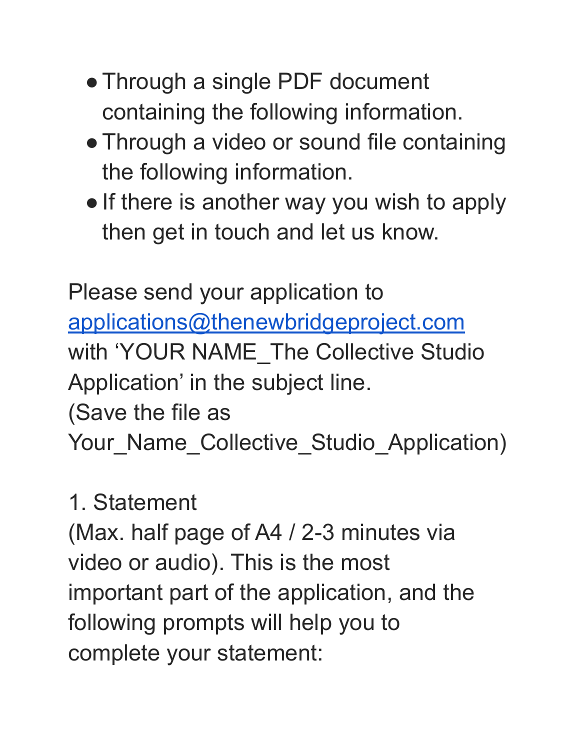- Through a single PDF document containing the following information.
- Through a video or sound file containing the following information.
- If there is another way you wish to apply then get in touch and let us know.

Please send your application to [applications@thenewbridgeproject.com](mailto:applications@thenewbridgeproject.com) with 'YOUR NAME_The Collective Studio Application' in the subject line.
(Save the file as Your_Name_Collective_Studio_Application)

1. Statement
(Max. half page of A4 / 2-3 minutes via video or audio). This is the most important part of the application, and the following prompts will help you to complete your statement: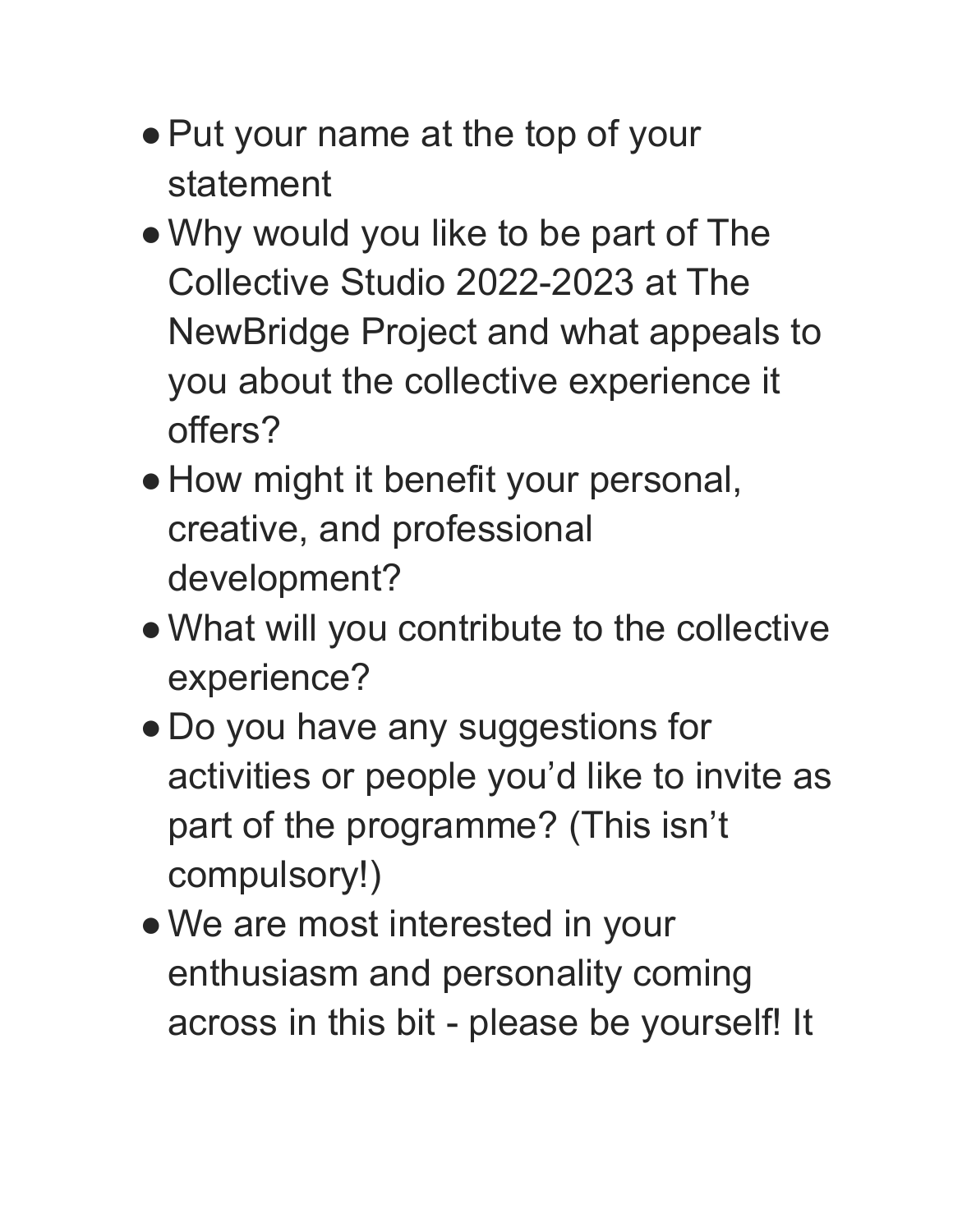- Put your name at the top of your statement
- Why would you like to be part of The Collective Studio 2022-2023 at The NewBridge Project and what appeals to you about the collective experience it offers?
- How might it benefit your personal, creative, and professional development?
- What will you contribute to the collective experience?
- Do you have any suggestions for activities or people you'd like to invite as part of the programme? (This isn't compulsory!)
- We are most interested in your enthusiasm and personality coming across in this bit - please be yourself! It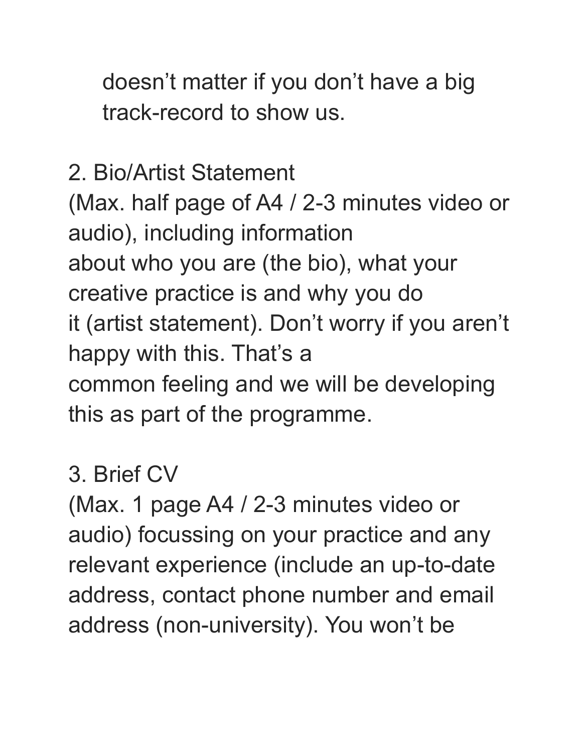doesn't matter if you don't have a big track-record to show us.

2. Bio/Artist Statement
(Max. half page of A4 / 2-3 minutes video or audio), including information about who you are (the bio), what your creative practice is and why you do it (artist statement). Don't worry if you aren't happy with this. That's a common feeling and we will be developing this as part of the programme.

3. Brief CV
(Max. 1 page A4 / 2-3 minutes video or audio) focussing on your practice and any relevant experience (include an up-to-date address, contact phone number and email address (non-university). You won't be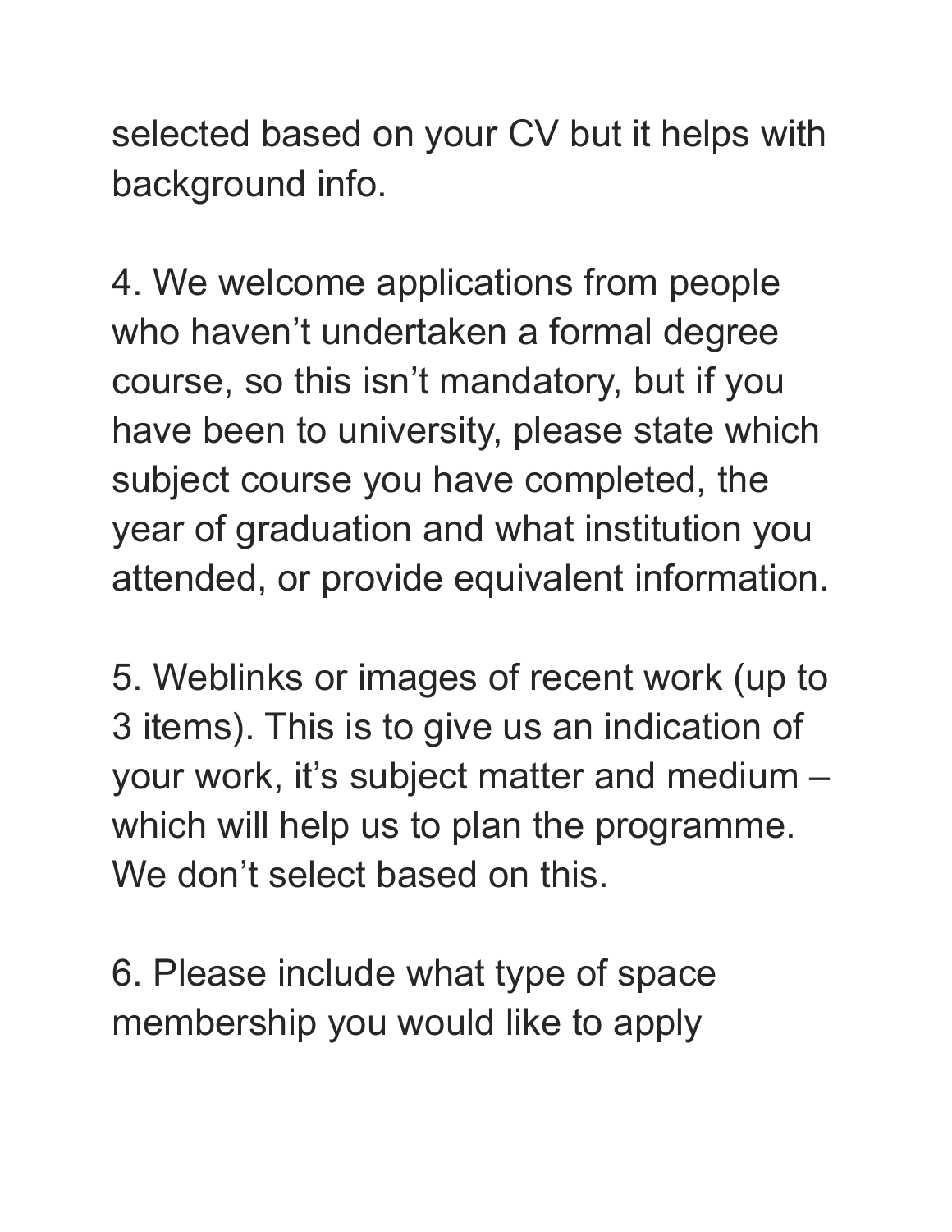selected based on your CV but it helps with background info.

4. We welcome applications from people who haven't undertaken a formal degree course, so this isn't mandatory, but if you have been to university, please state which subject course you have completed, the year of graduation and what institution you attended, or provide equivalent information.

5. Weblinks or images of recent work (up to 3 items). This is to give us an indication of your work, it's subject matter and medium – which will help us to plan the programme. We don't select based on this.

6. Please include what type of space membership you would like to apply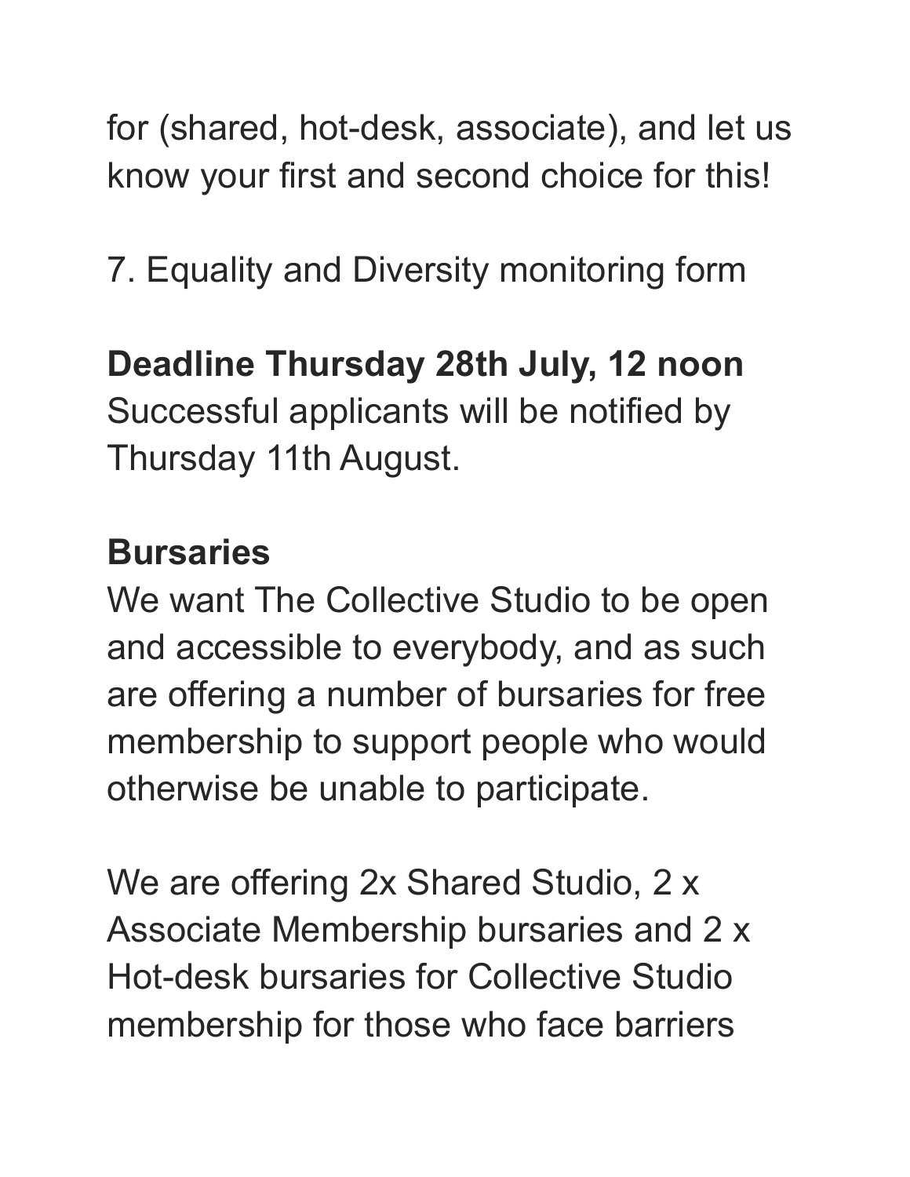for (shared, hot-desk, associate), and let us know your first and second choice for this!

7. Equality and Diversity monitoring form

**Deadline Thursday 28th July, 12 noon**
Successful applicants will be notified by Thursday 11th August.

**Bursaries**
We want The Collective Studio to be open and accessible to everybody, and as such are offering a number of bursaries for free membership to support people who would otherwise be unable to participate.

We are offering 2x Shared Studio, 2 x Associate Membership bursaries and 2 x Hot-desk bursaries for Collective Studio membership for those who face barriers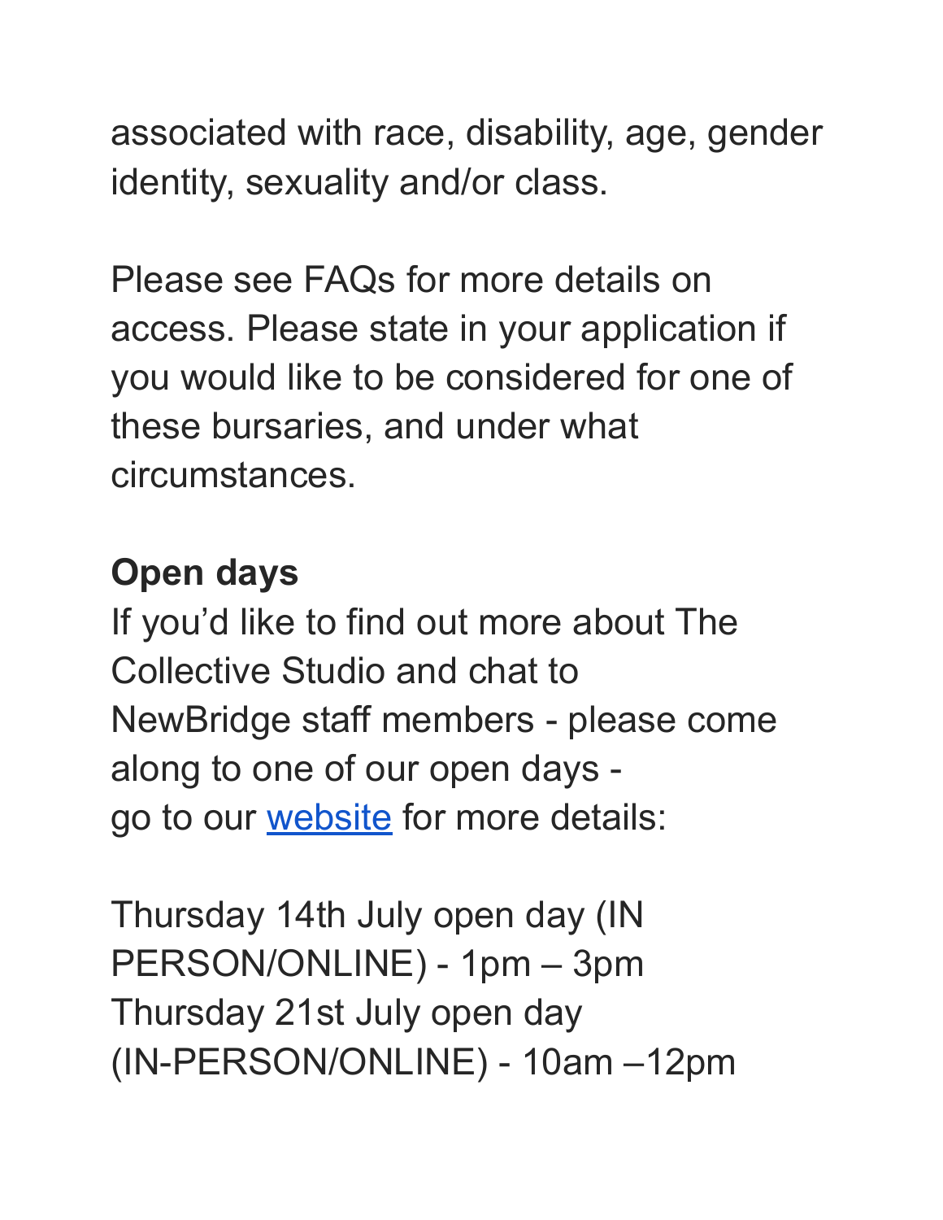associated with race, disability, age, gender identity, sexuality and/or class.

Please see FAQs for more details on access. Please state in your application if you would like to be considered for one of these bursaries, and under what circumstances.

**Open days**

If you'd like to find out more about The Collective Studio and chat to NewBridge staff members - please come along to one of our open days - go to our website for more details:

Thursday 14th July open day (IN PERSON/ONLINE) - 1pm – 3pm
Thursday 21st July open day (IN-PERSON/ONLINE) - 10am –12pm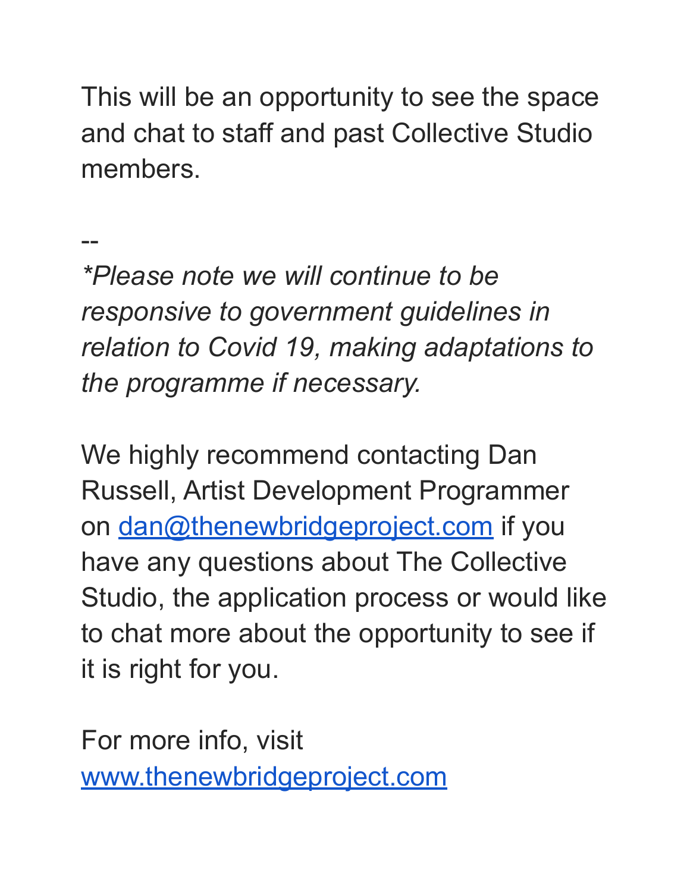This will be an opportunity to see the space and chat to staff and past Collective Studio members.

--

*\*Please note we will continue to be responsive to government guidelines in relation to Covid 19, making adaptations to the programme if necessary.*

We highly recommend contacting Dan Russell, Artist Development Programmer on [dan@thenewbridgeproject.com](mailto:dan@thenewbridgeproject.com) if you have any questions about The Collective Studio, the application process or would like to chat more about the opportunity to see if it is right for you.

For more info, visit [www.thenewbridgeproject.com](http://www.thenewbridgeproject.com)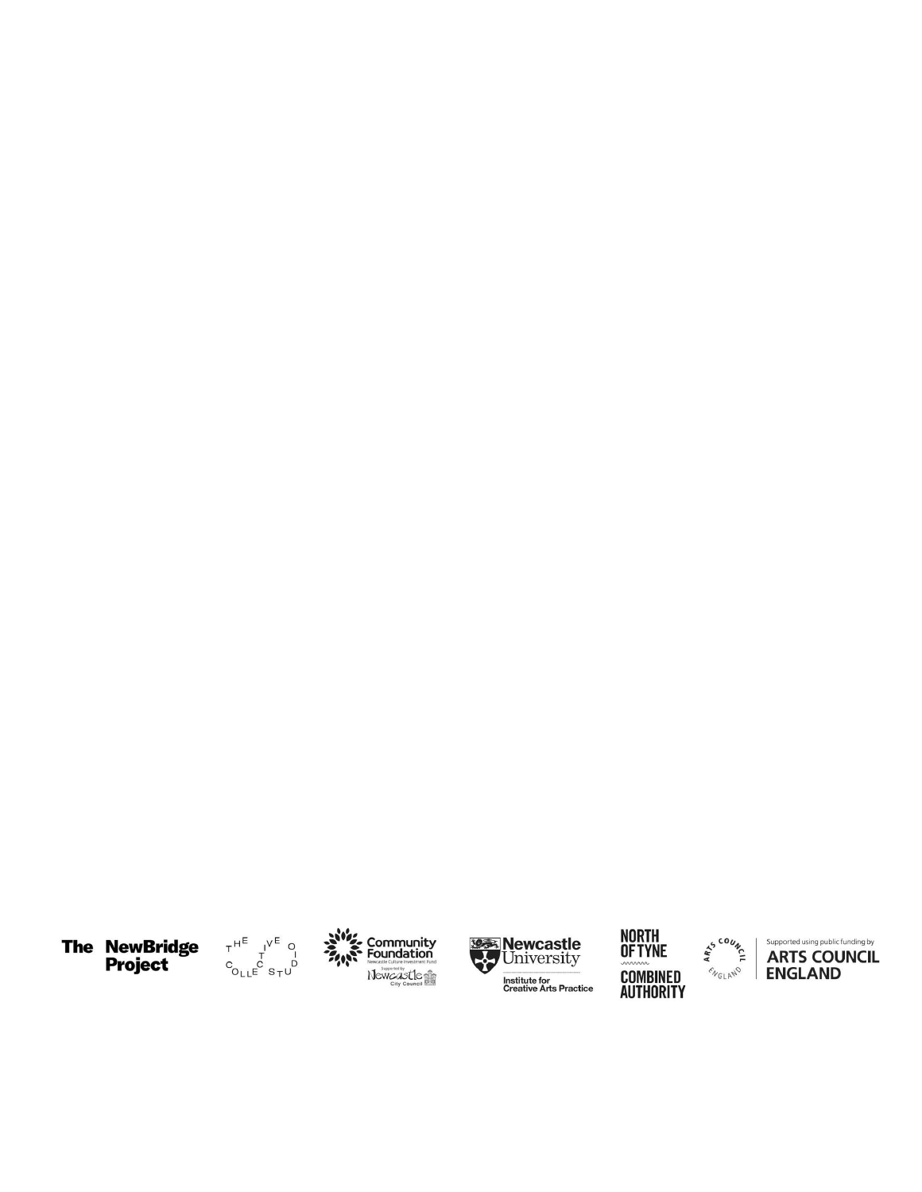The NewBridge Project

THE COLLECTIVE STUDIO

Community Foundation
Newcastle Culture Investment Fund
Supported by Newcastle City Council

Newcastle University
Institute for Creative Arts Practice

NORTH OF TYNE COMBINED AUTHORITY

ARTS COUNCIL ENGLAND
Supported using public funding by ARTS COUNCIL ENGLAND